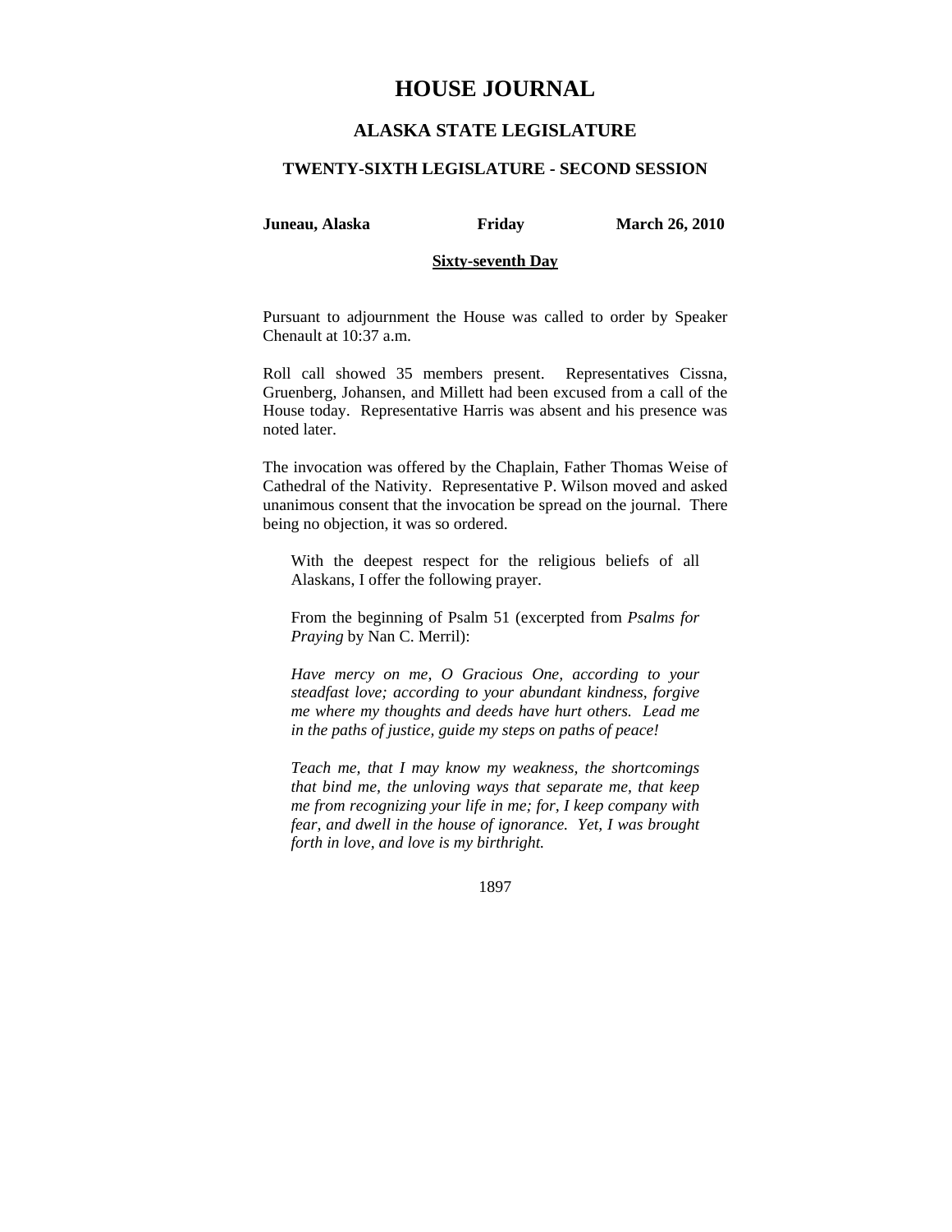# HOUSE JOURNAL

## ALASKA STATE LEGISLATURE

### TWENTY-SIXTH LEGISLATURE - SECOND SESSION

**Juneau, Alaska** **Friday** **March 26, 2010**

**Sixty-seventh Day**

Pursuant to adjournment the House was called to order by Speaker Chenault at 10:37 a.m.

Roll call showed 35 members present. Representatives Cissna, Gruenberg, Johansen, and Millett had been excused from a call of the House today. Representative Harris was absent and his presence was noted later.

The invocation was offered by the Chaplain, Father Thomas Weise of Cathedral of the Nativity. Representative P. Wilson moved and asked unanimous consent that the invocation be spread on the journal. There being no objection, it was so ordered.

> With the deepest respect for the religious beliefs of all Alaskans, I offer the following prayer.
>
> From the beginning of Psalm 51 (excerpted from *Psalms for Praying* by Nan C. Merril):
>
> *Have mercy on me, O Gracious One, according to your steadfast love; according to your abundant kindness, forgive me where my thoughts and deeds have hurt others. Lead me in the paths of justice, guide my steps on paths of peace!*
>
> *Teach me, that I may know my weakness, the shortcomings that bind me, the unloving ways that separate me, that keep me from recognizing your life in me; for, I keep company with fear, and dwell in the house of ignorance. Yet, I was brought forth in love, and love is my birthright.*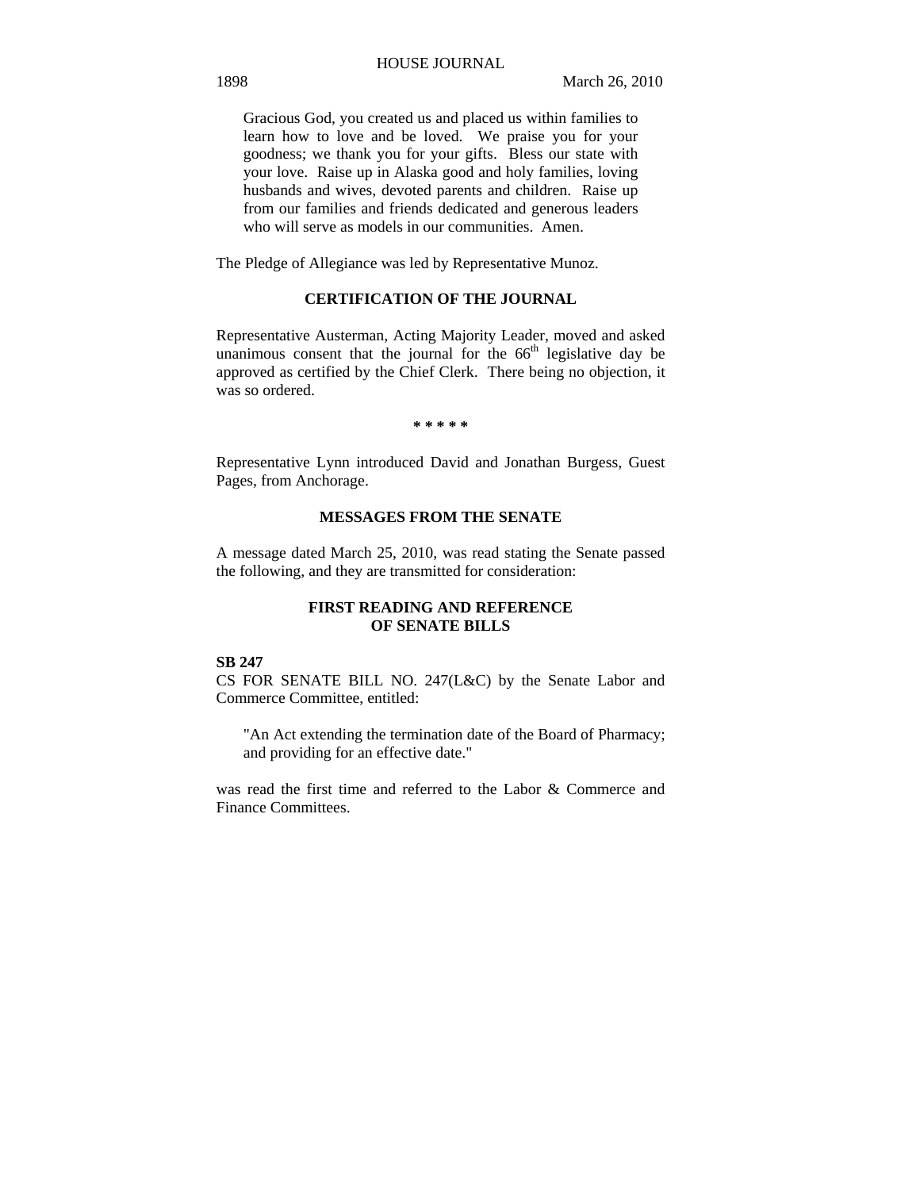Gracious God, you created us and placed us within families to learn how to love and be loved. We praise you for your goodness; we thank you for your gifts. Bless our state with your love. Raise up in Alaska good and holy families, loving husbands and wives, devoted parents and children. Raise up from our families and friends dedicated and generous leaders who will serve as models in our communities. Amen.

The Pledge of Allegiance was led by Representative Munoz.

## CERTIFICATION OF THE JOURNAL

Representative Austerman, Acting Majority Leader, moved and asked unanimous consent that the journal for the 66th legislative day be approved as certified by the Chief Clerk. There being no objection, it was so ordered.

\* \* \* \* \*

Representative Lynn introduced David and Jonathan Burgess, Guest Pages, from Anchorage.

## MESSAGES FROM THE SENATE

A message dated March 25, 2010, was read stating the Senate passed the following, and they are transmitted for consideration:

## FIRST READING AND REFERENCE OF SENATE BILLS

**SB 247**
CS FOR SENATE BILL NO. 247(L&C) by the Senate Labor and Commerce Committee, entitled:

"An Act extending the termination date of the Board of Pharmacy; and providing for an effective date."

was read the first time and referred to the Labor & Commerce and Finance Committees.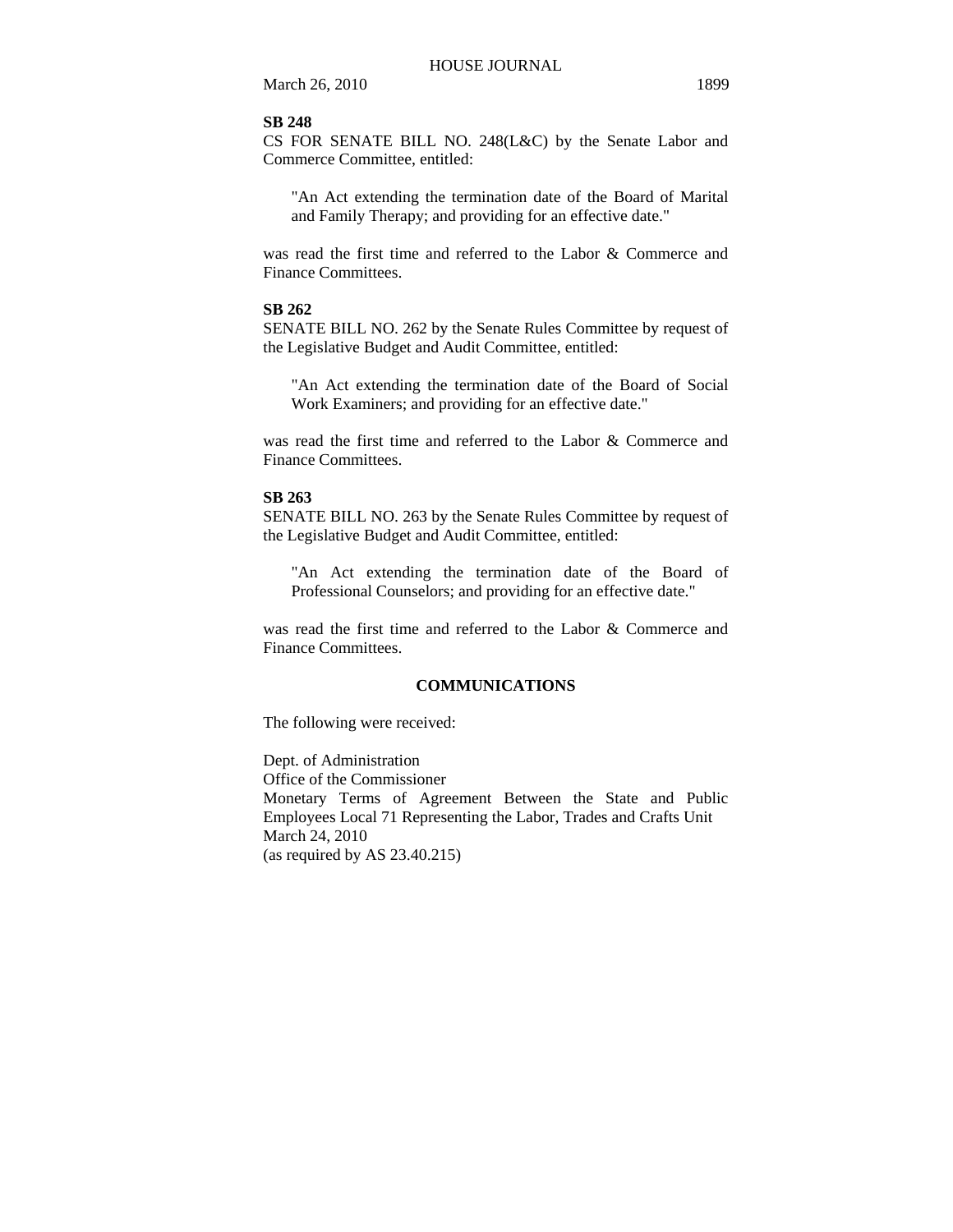**SB 248**

CS FOR SENATE BILL NO. 248(L&C) by the Senate Labor and Commerce Committee, entitled:

> "An Act extending the termination date of the Board of Marital and Family Therapy; and providing for an effective date."

was read the first time and referred to the Labor & Commerce and Finance Committees.

**SB 262**

SENATE BILL NO. 262 by the Senate Rules Committee by request of the Legislative Budget and Audit Committee, entitled:

> "An Act extending the termination date of the Board of Social Work Examiners; and providing for an effective date."

was read the first time and referred to the Labor & Commerce and Finance Committees.

**SB 263**

SENATE BILL NO. 263 by the Senate Rules Committee by request of the Legislative Budget and Audit Committee, entitled:

> "An Act extending the termination date of the Board of Professional Counselors; and providing for an effective date."

was read the first time and referred to the Labor & Commerce and Finance Committees.

## COMMUNICATIONS

The following were received:

Dept. of Administration
Office of the Commissioner
Monetary Terms of Agreement Between the State and Public Employees Local 71 Representing the Labor, Trades and Crafts Unit
March 24, 2010
(as required by AS 23.40.215)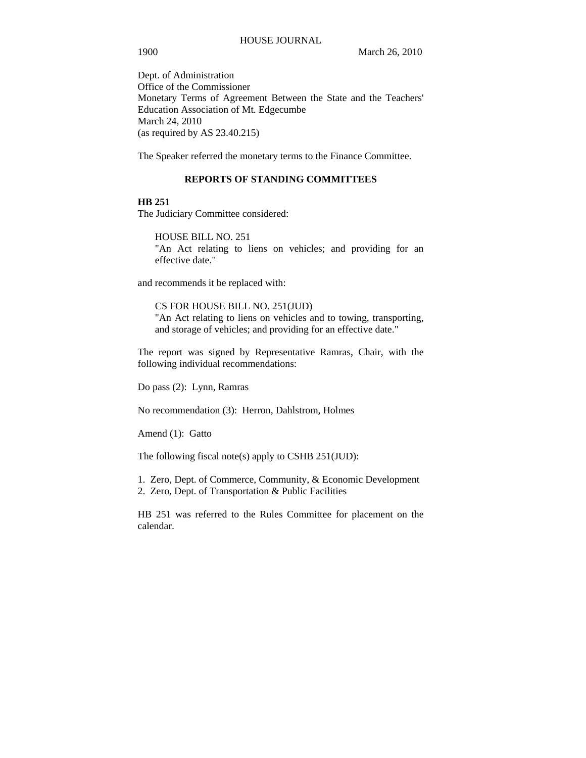Dept. of Administration
Office of the Commissioner
Monetary Terms of Agreement Between the State and the Teachers' Education Association of Mt. Edgecumbe
March 24, 2010
(as required by AS 23.40.215)

The Speaker referred the monetary terms to the Finance Committee.

## REPORTS OF STANDING COMMITTEES

**HB 251**
The Judiciary Committee considered:

> HOUSE BILL NO. 251
> "An Act relating to liens on vehicles; and providing for an effective date."

and recommends it be replaced with:

> CS FOR HOUSE BILL NO. 251(JUD)
> "An Act relating to liens on vehicles and to towing, transporting, and storage of vehicles; and providing for an effective date."

The report was signed by Representative Ramras, Chair, with the following individual recommendations:

Do pass (2): Lynn, Ramras

No recommendation (3): Herron, Dahlstrom, Holmes

Amend (1): Gatto

The following fiscal note(s) apply to CSHB 251(JUD):

1. Zero, Dept. of Commerce, Community, & Economic Development
2. Zero, Dept. of Transportation & Public Facilities

HB 251 was referred to the Rules Committee for placement on the calendar.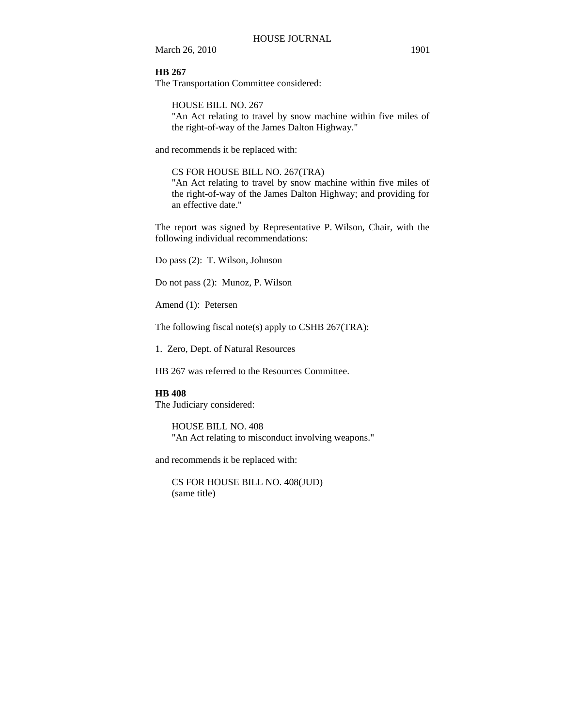**HB 267**

The Transportation Committee considered:

> HOUSE BILL NO. 267
> "An Act relating to travel by snow machine within five miles of the right-of-way of the James Dalton Highway."

and recommends it be replaced with:

> CS FOR HOUSE BILL NO. 267(TRA)
> "An Act relating to travel by snow machine within five miles of the right-of-way of the James Dalton Highway; and providing for an effective date."

The report was signed by Representative P. Wilson, Chair, with the following individual recommendations:

Do pass (2): T. Wilson, Johnson

Do not pass (2): Munoz, P. Wilson

Amend (1): Petersen

The following fiscal note(s) apply to CSHB 267(TRA):

1. Zero, Dept. of Natural Resources

HB 267 was referred to the Resources Committee.

**HB 408**

The Judiciary considered:

> HOUSE BILL NO. 408
> "An Act relating to misconduct involving weapons."

and recommends it be replaced with:

> CS FOR HOUSE BILL NO. 408(JUD)
> (same title)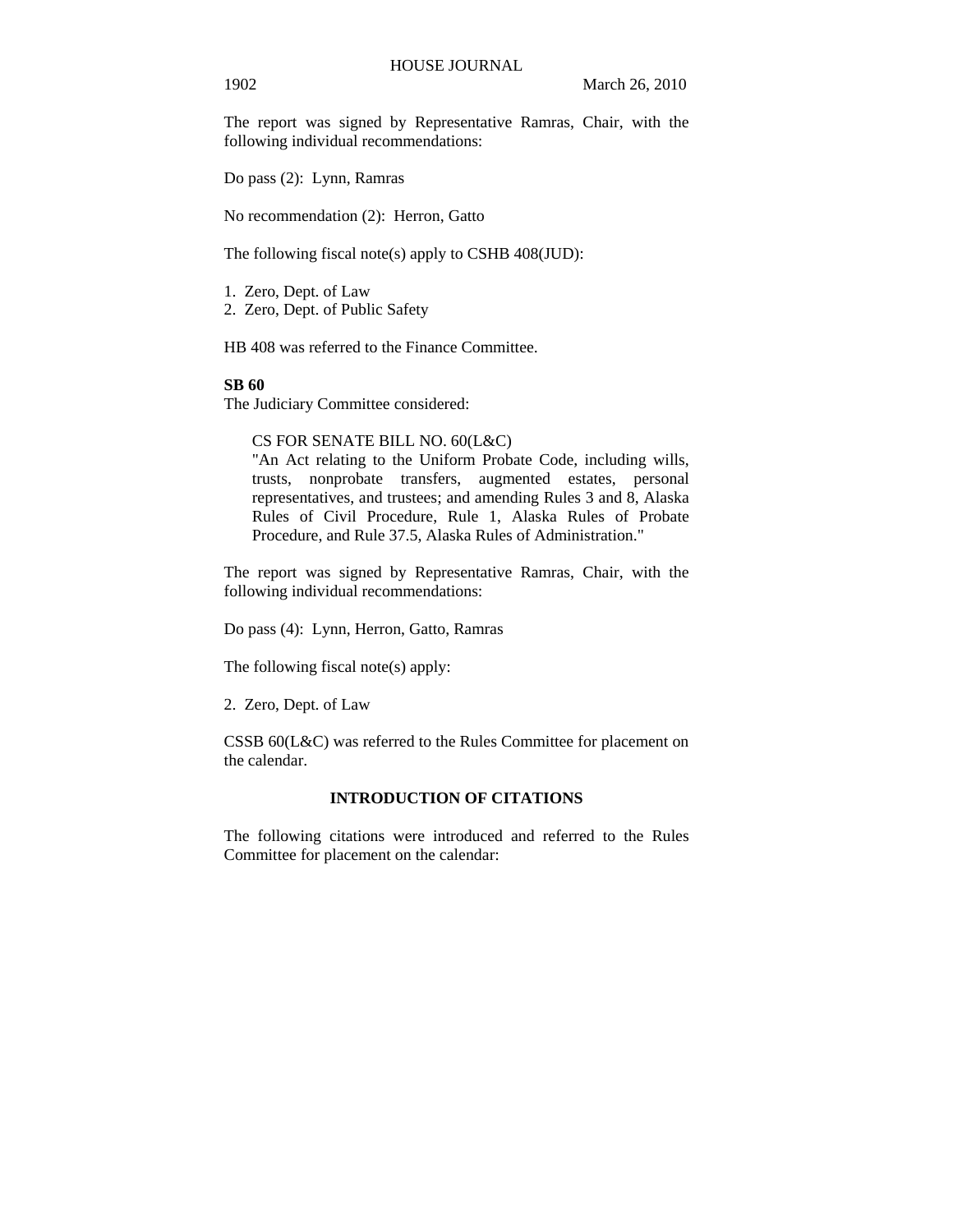The report was signed by Representative Ramras, Chair, with the following individual recommendations:

Do pass (2): Lynn, Ramras

No recommendation (2): Herron, Gatto

The following fiscal note(s) apply to CSHB 408(JUD):

1. Zero, Dept. of Law
2. Zero, Dept. of Public Safety

HB 408 was referred to the Finance Committee.

**SB 60**
The Judiciary Committee considered:

> CS FOR SENATE BILL NO. 60(L&C)
> "An Act relating to the Uniform Probate Code, including wills, trusts, nonprobate transfers, augmented estates, personal representatives, and trustees; and amending Rules 3 and 8, Alaska Rules of Civil Procedure, Rule 1, Alaska Rules of Probate Procedure, and Rule 37.5, Alaska Rules of Administration."

The report was signed by Representative Ramras, Chair, with the following individual recommendations:

Do pass (4): Lynn, Herron, Gatto, Ramras

The following fiscal note(s) apply:

2. Zero, Dept. of Law

CSSB 60(L&C) was referred to the Rules Committee for placement on the calendar.

## INTRODUCTION OF CITATIONS

The following citations were introduced and referred to the Rules Committee for placement on the calendar: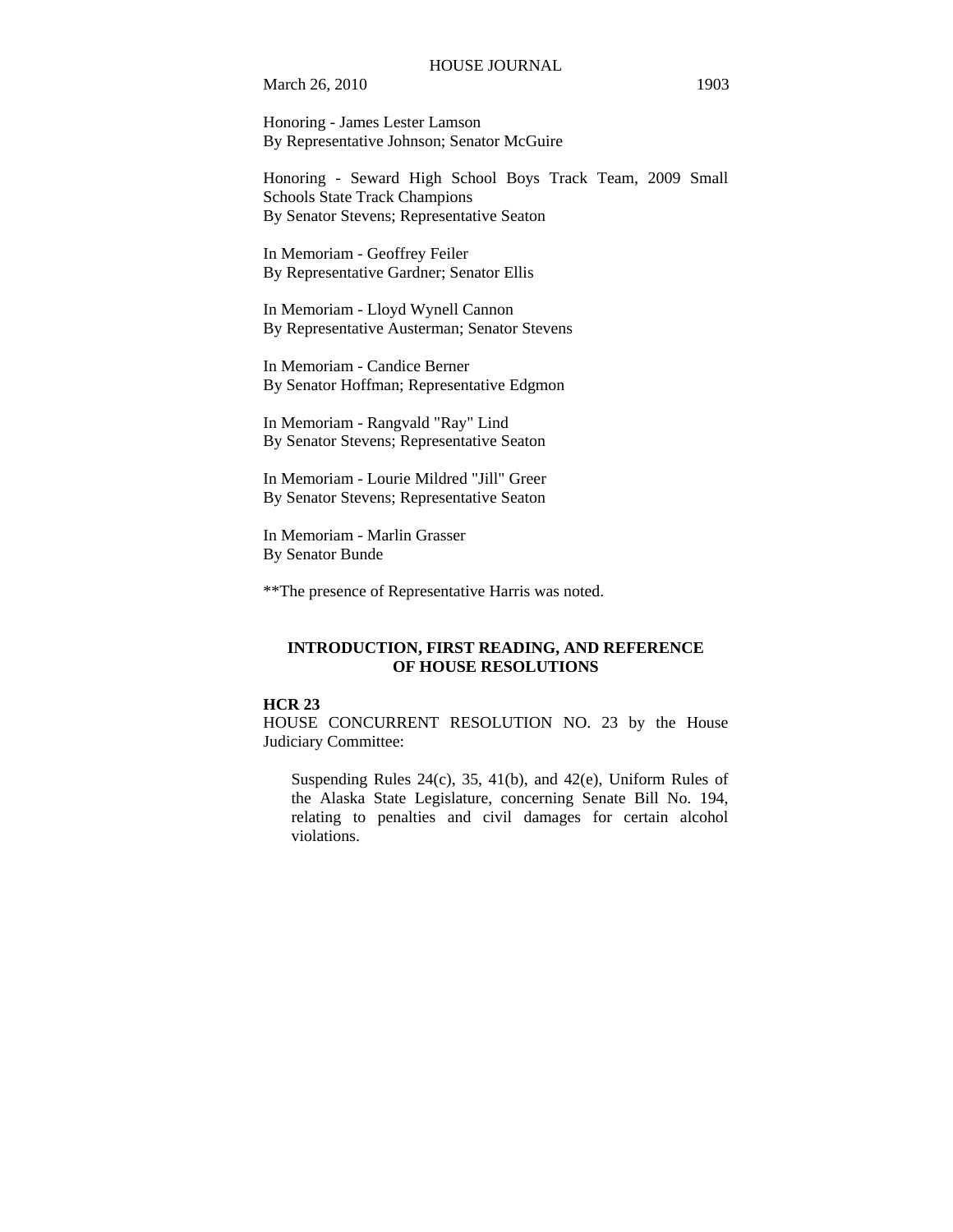Honoring - James Lester Lamson
By Representative Johnson; Senator McGuire

Honoring - Seward High School Boys Track Team, 2009 Small Schools State Track Champions
By Senator Stevens; Representative Seaton

In Memoriam - Geoffrey Feiler
By Representative Gardner; Senator Ellis

In Memoriam - Lloyd Wynell Cannon
By Representative Austerman; Senator Stevens

In Memoriam - Candice Berner
By Senator Hoffman; Representative Edgmon

In Memoriam - Rangvald "Ray" Lind
By Senator Stevens; Representative Seaton

In Memoriam - Lourie Mildred "Jill" Greer
By Senator Stevens; Representative Seaton

In Memoriam - Marlin Grasser
By Senator Bunde

**The presence of Representative Harris was noted.

## INTRODUCTION, FIRST READING, AND REFERENCE OF HOUSE RESOLUTIONS

**HCR 23**

HOUSE CONCURRENT RESOLUTION NO. 23 by the House Judiciary Committee:

> Suspending Rules 24(c), 35, 41(b), and 42(e), Uniform Rules of the Alaska State Legislature, concerning Senate Bill No. 194, relating to penalties and civil damages for certain alcohol violations.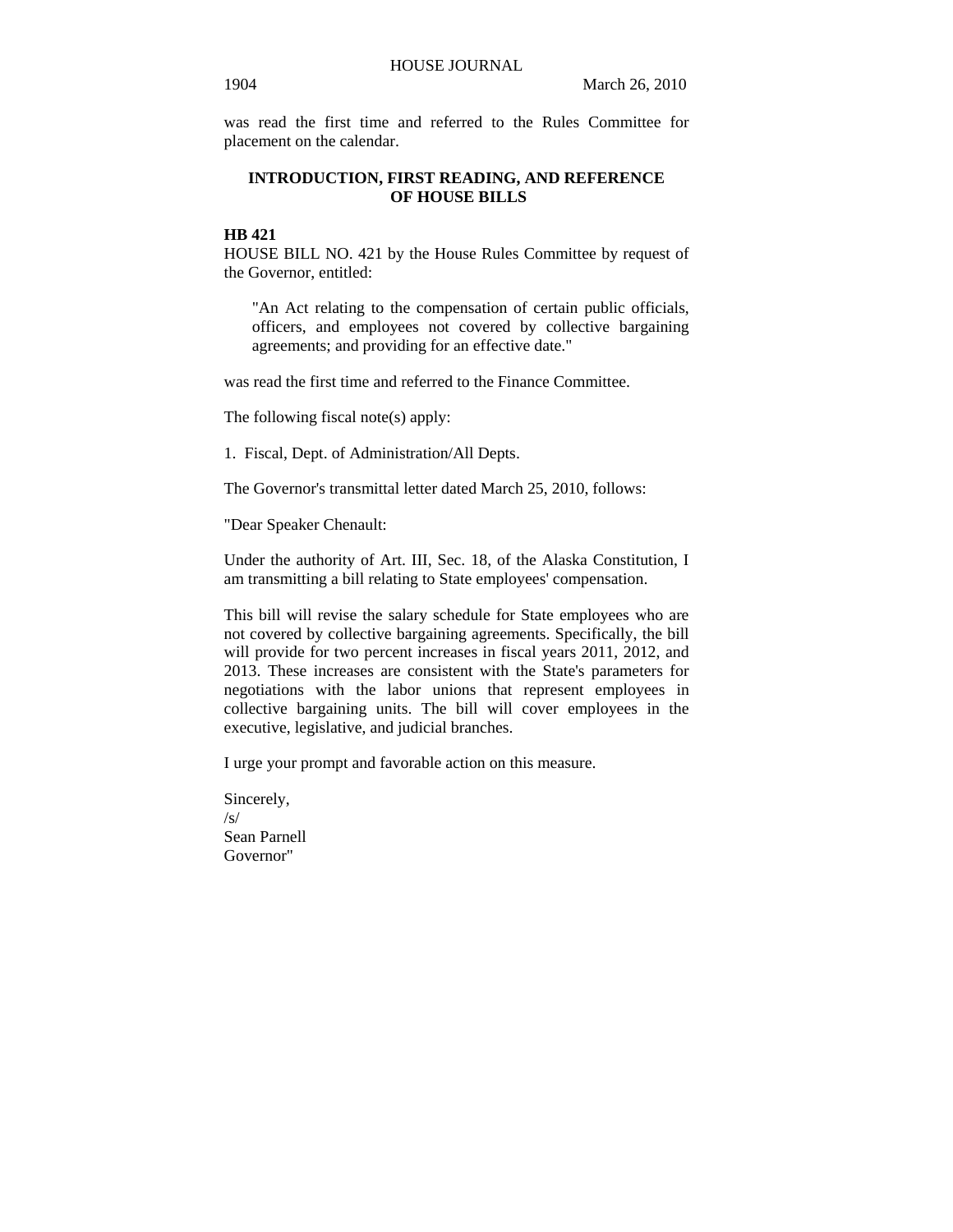was read the first time and referred to the Rules Committee for placement on the calendar.

## INTRODUCTION, FIRST READING, AND REFERENCE OF HOUSE BILLS

**HB 421**

HOUSE BILL NO. 421 by the House Rules Committee by request of the Governor, entitled:

> "An Act relating to the compensation of certain public officials, officers, and employees not covered by collective bargaining agreements; and providing for an effective date."

was read the first time and referred to the Finance Committee.

The following fiscal note(s) apply:

1. Fiscal, Dept. of Administration/All Depts.

The Governor's transmittal letter dated March 25, 2010, follows:

"Dear Speaker Chenault:

Under the authority of Art. III, Sec. 18, of the Alaska Constitution, I am transmitting a bill relating to State employees' compensation.

This bill will revise the salary schedule for State employees who are not covered by collective bargaining agreements. Specifically, the bill will provide for two percent increases in fiscal years 2011, 2012, and 2013. These increases are consistent with the State's parameters for negotiations with the labor unions that represent employees in collective bargaining units. The bill will cover employees in the executive, legislative, and judicial branches.

I urge your prompt and favorable action on this measure.

Sincerely,  
/s/  
Sean Parnell  
Governor"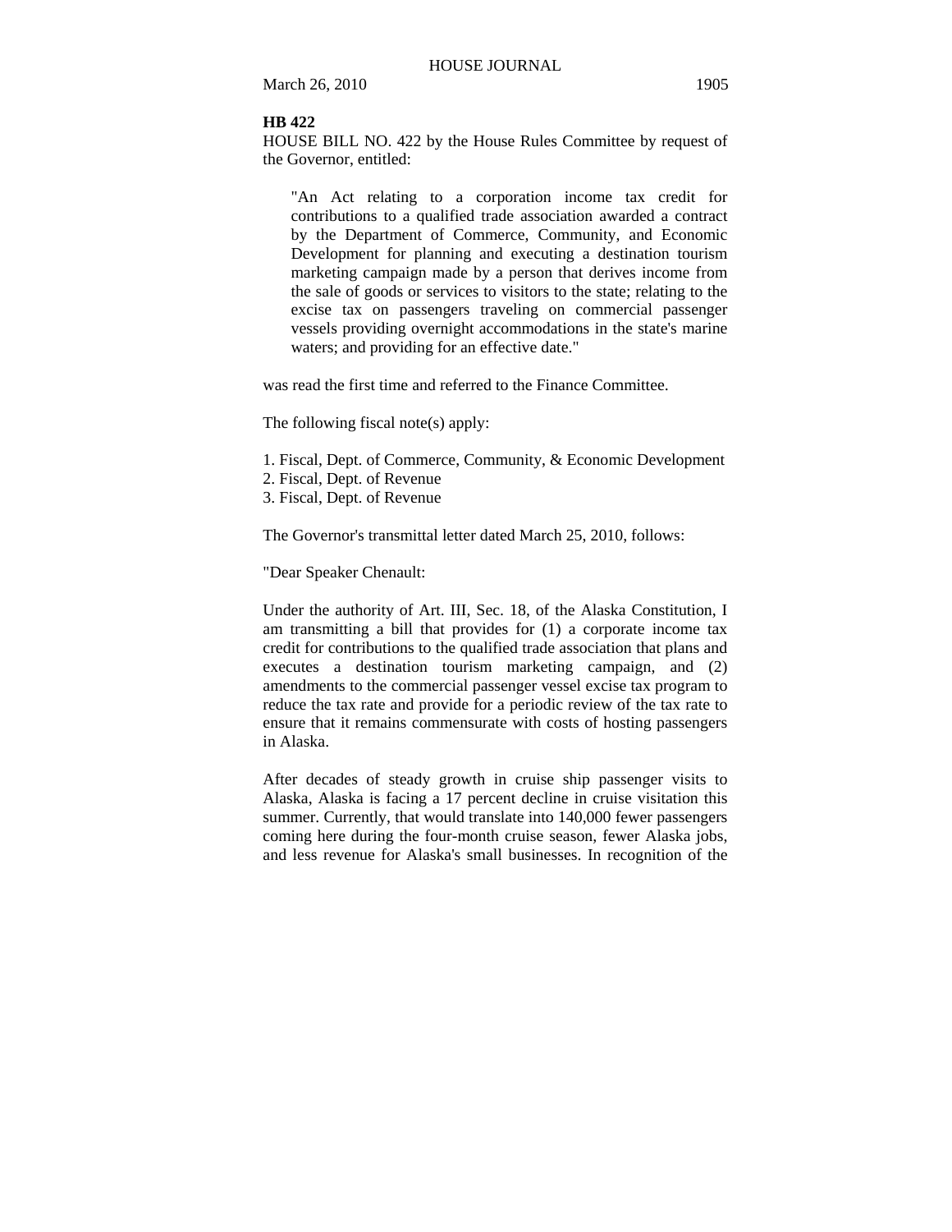**HB 422**

HOUSE BILL NO. 422 by the House Rules Committee by request of the Governor, entitled:

> "An Act relating to a corporation income tax credit for contributions to a qualified trade association awarded a contract by the Department of Commerce, Community, and Economic Development for planning and executing a destination tourism marketing campaign made by a person that derives income from the sale of goods or services to visitors to the state; relating to the excise tax on passengers traveling on commercial passenger vessels providing overnight accommodations in the state's marine waters; and providing for an effective date."

was read the first time and referred to the Finance Committee.

The following fiscal note(s) apply:

1. Fiscal, Dept. of Commerce, Community, & Economic Development
2. Fiscal, Dept. of Revenue
3. Fiscal, Dept. of Revenue

The Governor's transmittal letter dated March 25, 2010, follows:

"Dear Speaker Chenault:

Under the authority of Art. III, Sec. 18, of the Alaska Constitution, I am transmitting a bill that provides for (1) a corporate income tax credit for contributions to the qualified trade association that plans and executes a destination tourism marketing campaign, and (2) amendments to the commercial passenger vessel excise tax program to reduce the tax rate and provide for a periodic review of the tax rate to ensure that it remains commensurate with costs of hosting passengers in Alaska.

After decades of steady growth in cruise ship passenger visits to Alaska, Alaska is facing a 17 percent decline in cruise visitation this summer. Currently, that would translate into 140,000 fewer passengers coming here during the four-month cruise season, fewer Alaska jobs, and less revenue for Alaska's small businesses. In recognition of the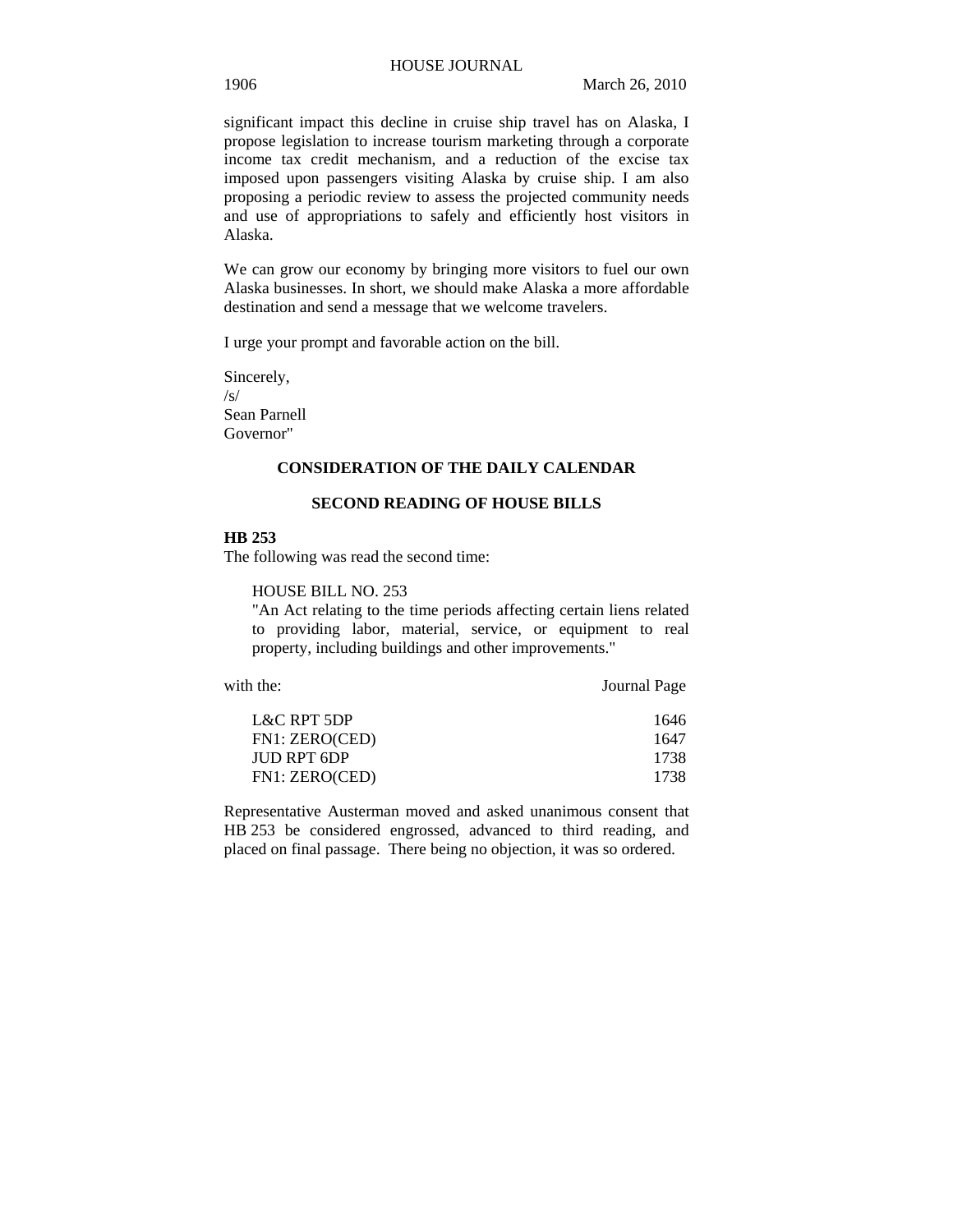significant impact this decline in cruise ship travel has on Alaska, I propose legislation to increase tourism marketing through a corporate income tax credit mechanism, and a reduction of the excise tax imposed upon passengers visiting Alaska by cruise ship. I am also proposing a periodic review to assess the projected community needs and use of appropriations to safely and efficiently host visitors in Alaska.

We can grow our economy by bringing more visitors to fuel our own Alaska businesses. In short, we should make Alaska a more affordable destination and send a message that we welcome travelers.

I urge your prompt and favorable action on the bill.

Sincerely,
/s/
Sean Parnell
Governor"

## CONSIDERATION OF THE DAILY CALENDAR

### SECOND READING OF HOUSE BILLS

**HB 253**
The following was read the second time:

HOUSE BILL NO. 253
"An Act relating to the time periods affecting certain liens related to providing labor, material, service, or equipment to real property, including buildings and other improvements."

| with the: | Journal Page |
|---|---|
| L&C RPT 5DP | 1646 |
| FN1: ZERO(CED) | 1647 |
| JUD RPT 6DP | 1738 |
| FN1: ZERO(CED) | 1738 |

Representative Austerman moved and asked unanimous consent that HB 253 be considered engrossed, advanced to third reading, and placed on final passage. There being no objection, it was so ordered.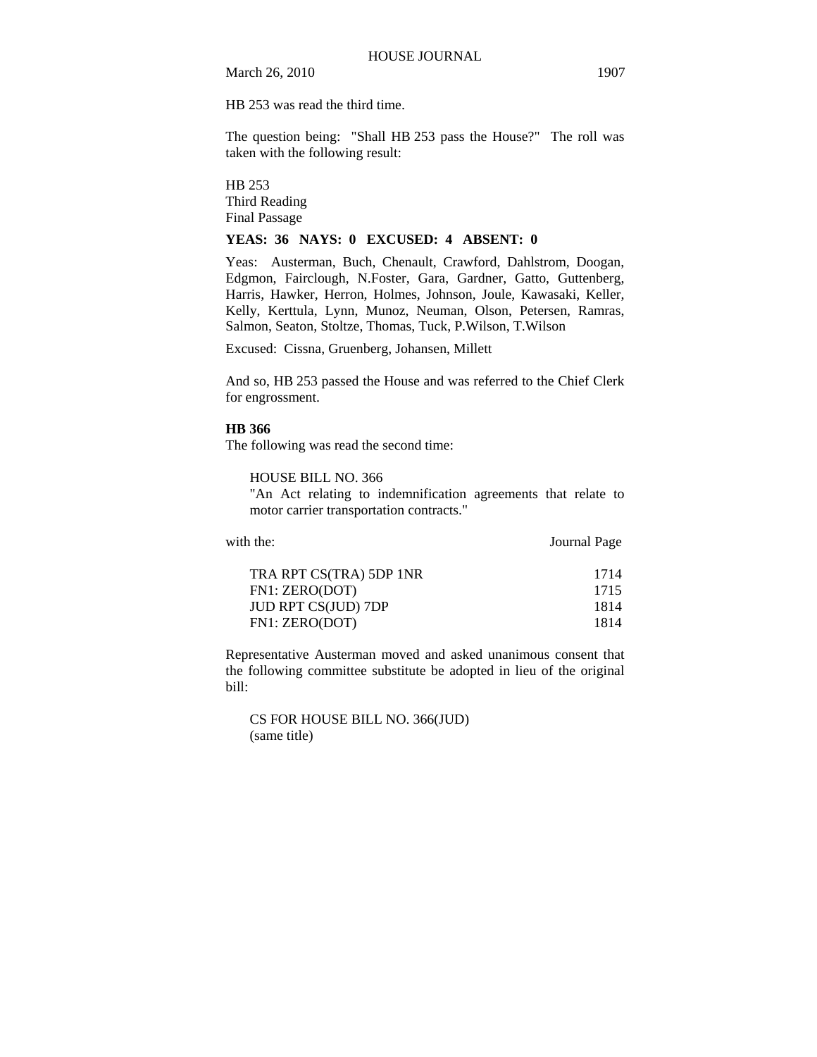HB 253 was read the third time.

The question being: "Shall HB 253 pass the House?" The roll was taken with the following result:

HB 253
Third Reading
Final Passage

**YEAS: 36 NAYS: 0 EXCUSED: 4 ABSENT: 0**

Yeas: Austerman, Buch, Chenault, Crawford, Dahlstrom, Doogan, Edgmon, Fairclough, N.Foster, Gara, Gardner, Gatto, Guttenberg, Harris, Hawker, Herron, Holmes, Johnson, Joule, Kawasaki, Keller, Kelly, Kerttula, Lynn, Munoz, Neuman, Olson, Petersen, Ramras, Salmon, Seaton, Stoltze, Thomas, Tuck, P.Wilson, T.Wilson

Excused: Cissna, Gruenberg, Johansen, Millett

And so, HB 253 passed the House and was referred to the Chief Clerk for engrossment.

**HB 366**

The following was read the second time:

HOUSE BILL NO. 366
"An Act relating to indemnification agreements that relate to motor carrier transportation contracts."

| with the: | Journal Page |
|---|---|
| TRA RPT CS(TRA) 5DP 1NR | 1714 |
| FN1: ZERO(DOT) | 1715 |
| JUD RPT CS(JUD) 7DP | 1814 |
| FN1: ZERO(DOT) | 1814 |

Representative Austerman moved and asked unanimous consent that the following committee substitute be adopted in lieu of the original bill:

CS FOR HOUSE BILL NO. 366(JUD)
(same title)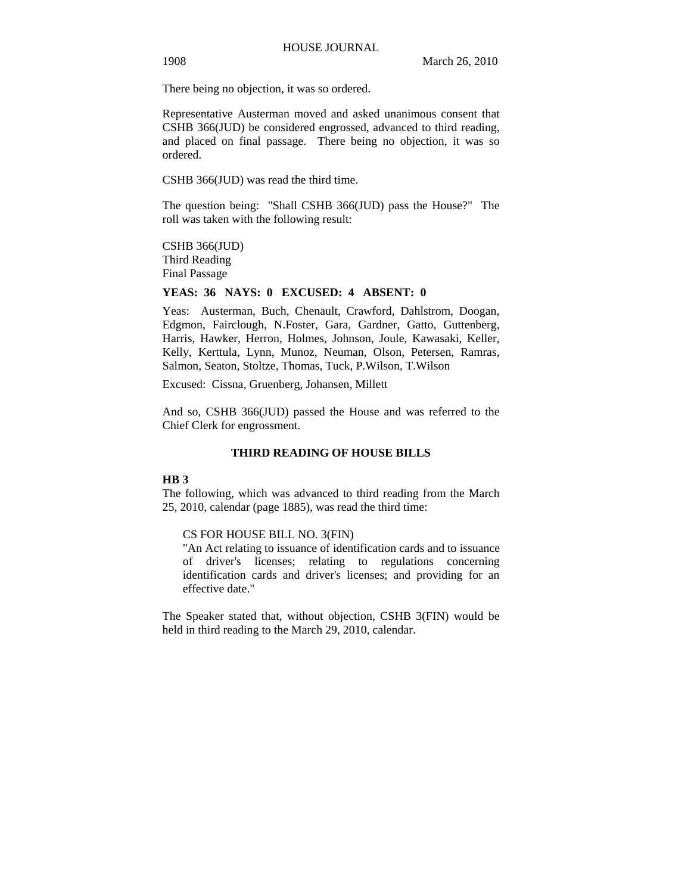There being no objection, it was so ordered.

Representative Austerman moved and asked unanimous consent that CSHB 366(JUD) be considered engrossed, advanced to third reading, and placed on final passage. There being no objection, it was so ordered.

CSHB 366(JUD) was read the third time.

The question being: "Shall CSHB 366(JUD) pass the House?" The roll was taken with the following result:

CSHB 366(JUD)
Third Reading
Final Passage

**YEAS: 36 NAYS: 0 EXCUSED: 4 ABSENT: 0**

Yeas: Austerman, Buch, Chenault, Crawford, Dahlstrom, Doogan, Edgmon, Fairclough, N.Foster, Gara, Gardner, Gatto, Guttenberg, Harris, Hawker, Herron, Holmes, Johnson, Joule, Kawasaki, Keller, Kelly, Kerttula, Lynn, Munoz, Neuman, Olson, Petersen, Ramras, Salmon, Seaton, Stoltze, Thomas, Tuck, P.Wilson, T.Wilson

Excused: Cissna, Gruenberg, Johansen, Millett

And so, CSHB 366(JUD) passed the House and was referred to the Chief Clerk for engrossment.

## THIRD READING OF HOUSE BILLS

**HB 3**

The following, which was advanced to third reading from the March 25, 2010, calendar (page 1885), was read the third time:

> CS FOR HOUSE BILL NO. 3(FIN)
> "An Act relating to issuance of identification cards and to issuance of driver's licenses; relating to regulations concerning identification cards and driver's licenses; and providing for an effective date."

The Speaker stated that, without objection, CSHB 3(FIN) would be held in third reading to the March 29, 2010, calendar.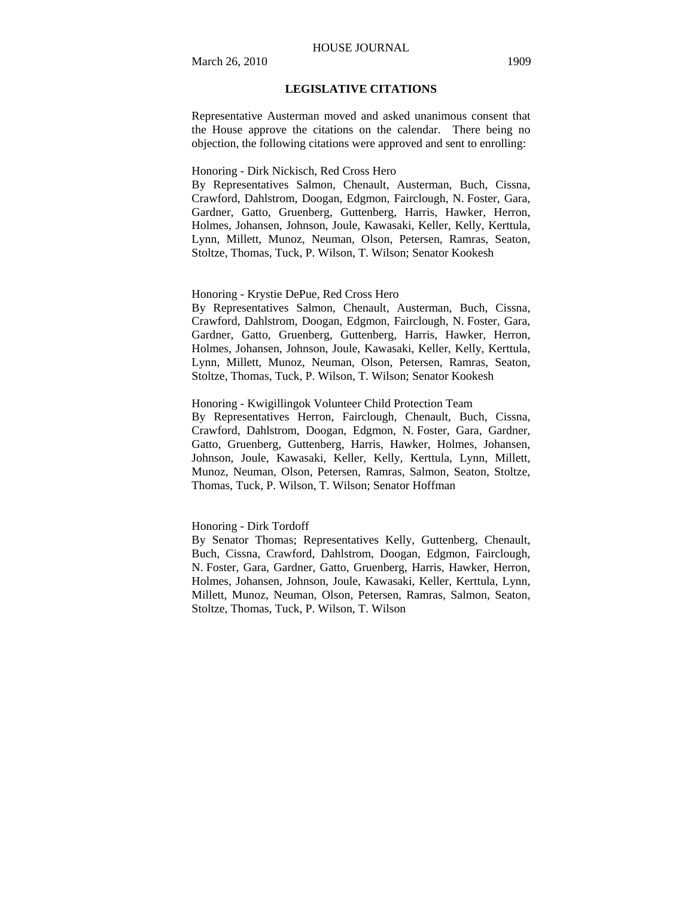## LEGISLATIVE CITATIONS

Representative Austerman moved and asked unanimous consent that the House approve the citations on the calendar. There being no objection, the following citations were approved and sent to enrolling:

Honoring - Dirk Nickisch, Red Cross Hero
By Representatives Salmon, Chenault, Austerman, Buch, Cissna, Crawford, Dahlstrom, Doogan, Edgmon, Fairclough, N. Foster, Gara, Gardner, Gatto, Gruenberg, Guttenberg, Harris, Hawker, Herron, Holmes, Johansen, Johnson, Joule, Kawasaki, Keller, Kelly, Kerttula, Lynn, Millett, Munoz, Neuman, Olson, Petersen, Ramras, Seaton, Stoltze, Thomas, Tuck, P. Wilson, T. Wilson; Senator Kookesh

Honoring - Krystie DePue, Red Cross Hero
By Representatives Salmon, Chenault, Austerman, Buch, Cissna, Crawford, Dahlstrom, Doogan, Edgmon, Fairclough, N. Foster, Gara, Gardner, Gatto, Gruenberg, Guttenberg, Harris, Hawker, Herron, Holmes, Johansen, Johnson, Joule, Kawasaki, Keller, Kelly, Kerttula, Lynn, Millett, Munoz, Neuman, Olson, Petersen, Ramras, Seaton, Stoltze, Thomas, Tuck, P. Wilson, T. Wilson; Senator Kookesh

Honoring - Kwigillingok Volunteer Child Protection Team
By Representatives Herron, Fairclough, Chenault, Buch, Cissna, Crawford, Dahlstrom, Doogan, Edgmon, N. Foster, Gara, Gardner, Gatto, Gruenberg, Guttenberg, Harris, Hawker, Holmes, Johansen, Johnson, Joule, Kawasaki, Keller, Kelly, Kerttula, Lynn, Millett, Munoz, Neuman, Olson, Petersen, Ramras, Salmon, Seaton, Stoltze, Thomas, Tuck, P. Wilson, T. Wilson; Senator Hoffman

Honoring - Dirk Tordoff
By Senator Thomas; Representatives Kelly, Guttenberg, Chenault, Buch, Cissna, Crawford, Dahlstrom, Doogan, Edgmon, Fairclough, N. Foster, Gara, Gardner, Gatto, Gruenberg, Harris, Hawker, Herron, Holmes, Johansen, Johnson, Joule, Kawasaki, Keller, Kerttula, Lynn, Millett, Munoz, Neuman, Olson, Petersen, Ramras, Salmon, Seaton, Stoltze, Thomas, Tuck, P. Wilson, T. Wilson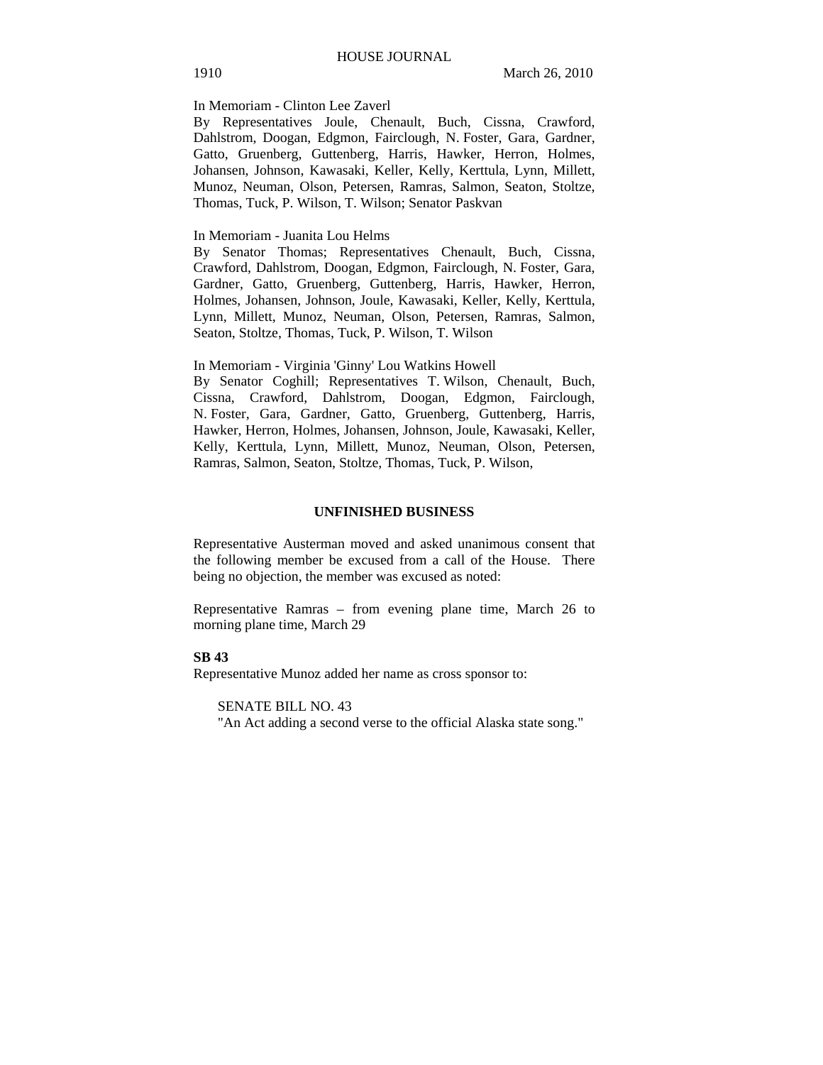In Memoriam - Clinton Lee Zaverl

By Representatives Joule, Chenault, Buch, Cissna, Crawford, Dahlstrom, Doogan, Edgmon, Fairclough, N. Foster, Gara, Gardner, Gatto, Gruenberg, Guttenberg, Harris, Hawker, Herron, Holmes, Johansen, Johnson, Kawasaki, Keller, Kelly, Kerttula, Lynn, Millett, Munoz, Neuman, Olson, Petersen, Ramras, Salmon, Seaton, Stoltze, Thomas, Tuck, P. Wilson, T. Wilson; Senator Paskvan

In Memoriam - Juanita Lou Helms

By Senator Thomas; Representatives Chenault, Buch, Cissna, Crawford, Dahlstrom, Doogan, Edgmon, Fairclough, N. Foster, Gara, Gardner, Gatto, Gruenberg, Guttenberg, Harris, Hawker, Herron, Holmes, Johansen, Johnson, Joule, Kawasaki, Keller, Kelly, Kerttula, Lynn, Millett, Munoz, Neuman, Olson, Petersen, Ramras, Salmon, Seaton, Stoltze, Thomas, Tuck, P. Wilson, T. Wilson

In Memoriam - Virginia 'Ginny' Lou Watkins Howell

By Senator Coghill; Representatives T. Wilson, Chenault, Buch, Cissna, Crawford, Dahlstrom, Doogan, Edgmon, Fairclough, N. Foster, Gara, Gardner, Gatto, Gruenberg, Guttenberg, Harris, Hawker, Herron, Holmes, Johansen, Johnson, Joule, Kawasaki, Keller, Kelly, Kerttula, Lynn, Millett, Munoz, Neuman, Olson, Petersen, Ramras, Salmon, Seaton, Stoltze, Thomas, Tuck, P. Wilson,

## UNFINISHED BUSINESS

Representative Austerman moved and asked unanimous consent that the following member be excused from a call of the House. There being no objection, the member was excused as noted:

Representative Ramras – from evening plane time, March 26 to morning plane time, March 29

**SB 43**

Representative Munoz added her name as cross sponsor to:

SENATE BILL NO. 43
"An Act adding a second verse to the official Alaska state song."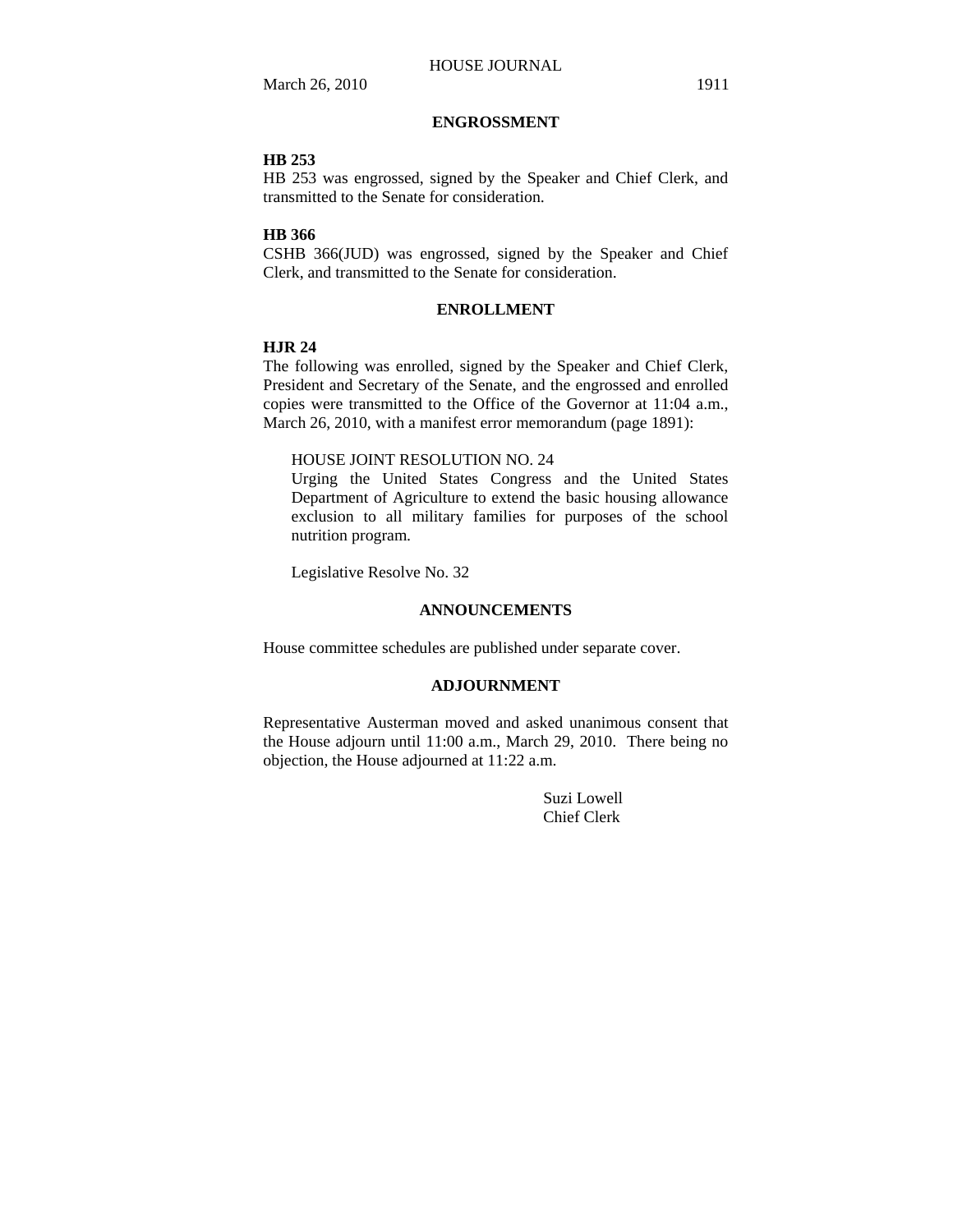## ENGROSSMENT

**HB 253**

HB 253 was engrossed, signed by the Speaker and Chief Clerk, and transmitted to the Senate for consideration.

**HB 366**

CSHB 366(JUD) was engrossed, signed by the Speaker and Chief Clerk, and transmitted to the Senate for consideration.

## ENROLLMENT

**HJR 24**

The following was enrolled, signed by the Speaker and Chief Clerk, President and Secretary of the Senate, and the engrossed and enrolled copies were transmitted to the Office of the Governor at 11:04 a.m., March 26, 2010, with a manifest error memorandum (page 1891):

> HOUSE JOINT RESOLUTION NO. 24
> Urging the United States Congress and the United States Department of Agriculture to extend the basic housing allowance exclusion to all military families for purposes of the school nutrition program.
>
> Legislative Resolve No. 32

## ANNOUNCEMENTS

House committee schedules are published under separate cover.

## ADJOURNMENT

Representative Austerman moved and asked unanimous consent that the House adjourn until 11:00 a.m., March 29, 2010. There being no objection, the House adjourned at 11:22 a.m.

Suzi Lowell
Chief Clerk